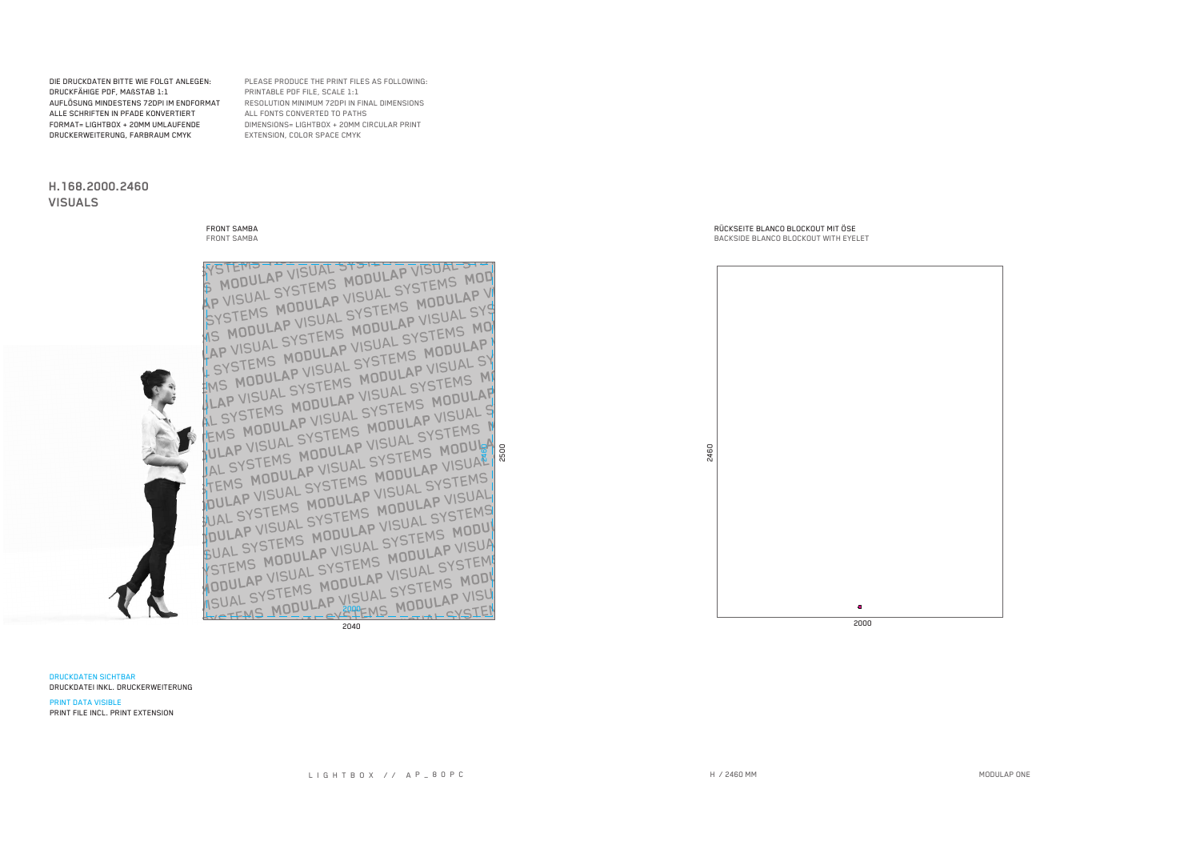DIE DRUCKDATEN BITTE WIE FOLGT ANLEGEN:
DRUCKFÄHIGE PDF, MAẞSTAB 1:1
AUFLÖSUNG MINDESTENS 72DPI IM ENDFORMAT
ALLE SCHRIFTEN IN PFADE KONVERTIERT
FORMAT= LIGHTBOX + 20MM UMLAUFENDE
DRUCKERWEITERUNG, FARBRAUM CMYK

PLEASE PRODUCE THE PRINT FILES AS FOLLOWING:
PRINTABLE PDF FILE, SCALE 1:1
RESOLUTION MINIMUM 72DPI IN FINAL DIMENSIONS
ALL FONTS CONVERTED TO PATHS
DIMENSIONS= LIGHTBOX + 20MM CIRCULAR PRINT
EXTENSION, COLOR SPACE CMYK

## H.168.2000.2460
## VISUALS

FRONT SAMBA
FRONT SAMBA

2000
2460
2500
2040

RÜCKSEITE BLANCO BLOCKOUT MIT ÖSE
BACKSIDE BLANCO BLOCKOUT WITH EYELET

2460
2000

DRUCKDATEN SICHTBAR
DRUCKDATEI INKL. DRUCKERWEITERUNG

PRINT DATA VISIBLE
PRINT FILE INCL. PRINT EXTENSION

LIGHTBOX // AP_80PC

H / 2460 MM

MODULAP ONE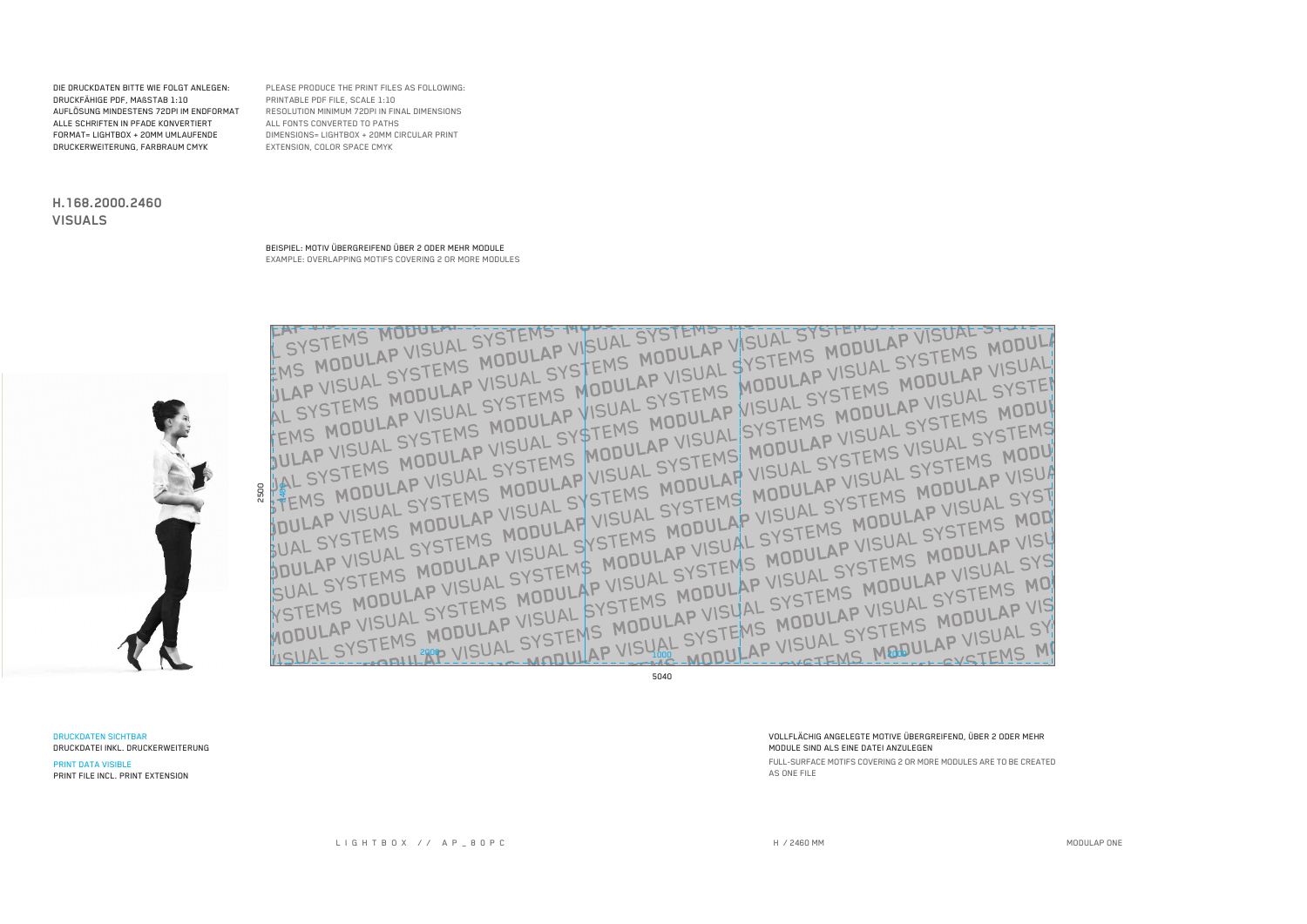DIE DRUCKDATEN BITTE WIE FOLGT ANLEGEN:
DRUCKFÄHIGE PDF, MAßSTAB 1:10
AUFLÖSUNG MINDESTENS 72DPI IM ENDFORMAT
ALLE SCHRIFTEN IN PFADE KONVERTIERT
FORMAT= LIGHTBOX + 20MM UMLAUFENDE
DRUCKERWEITERUNG, FARBRAUM CMYK

PLEASE PRODUCE THE PRINT FILES AS FOLLOWING:
PRINTABLE PDF FILE, SCALE 1:10
RESOLUTION MINIMUM 72DPI IN FINAL DIMENSIONS
ALL FONTS CONVERTED TO PATHS
DIMENSIONS= LIGHTBOX + 20MM CIRCULAR PRINT
EXTENSION, COLOR SPACE CMYK

## H.168.2000.2460
## VISUALS

BEISPIEL: MOTIV ÜBERGREIFEND ÜBER 2 ODER MEHR MODULE
EXAMPLE: OVERLAPPING MOTIFS COVERING 2 OR MORE MODULES

2500
2460
2000
1000
1000
5040

DRUCKDATEN SICHTBAR
DRUCKDATEI INKL. DRUCKERWEITERUNG

PRINT DATA VISIBLE
PRINT FILE INCL. PRINT EXTENSION

VOLLFLÄCHIG ANGELEGTE MOTIVE ÜBERGREIFEND, ÜBER 2 ODER MEHR MODULE SIND ALS EINE DATEI ANZULEGEN

FULL-SURFACE MOTIFS COVERING 2 OR MORE MODULES ARE TO BE CREATED AS ONE FILE

LIGHTBOX // AP_80PC

H / 2460 MM

MODULAP ONE